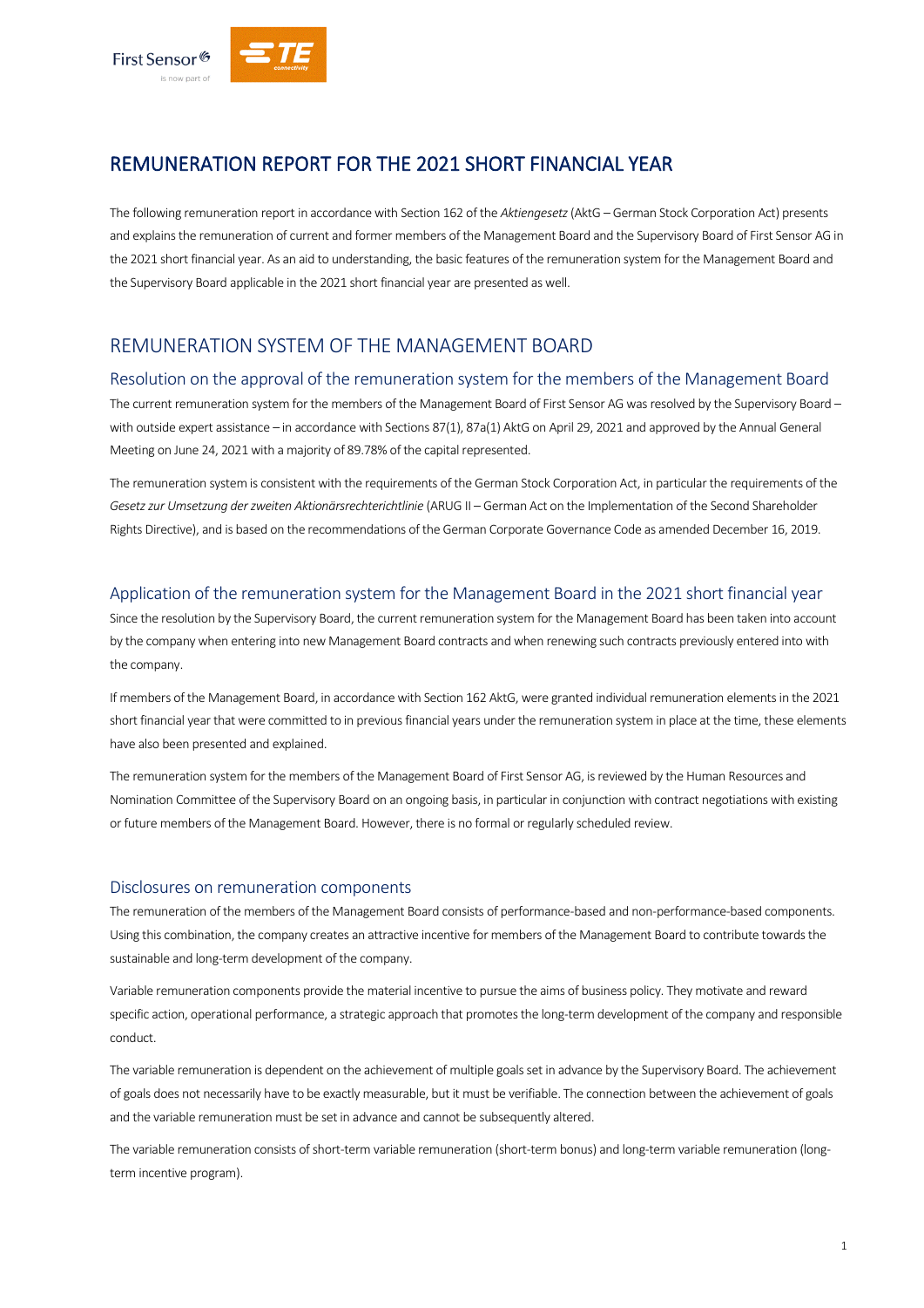# REMUNERATION REPORT FOR THE 2021 SHORT FINANCIAL YEAR

The following remuneration report in accordance with Section 162 of the *Aktiengesetz* (AktG – German Stock Corporation Act) presents and explains the remuneration of current and former members of the Management Board and the Supervisory Board of First Sensor AG in the 2021 short financial year. As an aid to understanding, the basic features of the remuneration system for the Management Board and the Supervisory Board applicable in the 2021 short financial year are presented as well.

## REMUNERATION SYSTEM OF THE MANAGEMENT BOARD

### Resolution on the approval of the remuneration system for the members of the Management Board

The current remuneration system for the members of the Management Board of First Sensor AG was resolved by the Supervisory Board – with outside expert assistance – in accordance with Sections 87(1), 87a(1) AktG on April 29, 2021 and approved by the Annual General Meeting on June 24, 2021 with a majority of 89.78% of the capital represented.

The remuneration system is consistent with the requirements of the German Stock Corporation Act, in particular the requirements of the *Gesetz zur Umsetzung der zweiten Aktionärsrechterichtlinie* (ARUG II – German Act on the Implementation of the Second Shareholder Rights Directive), and is based on the recommendations of the German Corporate Governance Code as amended December 16, 2019.

### Application of the remuneration system for the Management Board in the 2021 short financial year

Since the resolution by the Supervisory Board, the current remuneration system for the Management Board has been taken into account by the company when entering into new Management Board contracts and when renewing such contracts previously entered into with the company.

If members of the Management Board, in accordance with Section 162 AktG, were granted individual remuneration elements in the 2021 short financial year that were committed to in previous financial years under the remuneration system in place at the time, these elements have also been presented and explained.

The remuneration system for the members of the Management Board of First Sensor AG, is reviewed by the Human Resources and Nomination Committee of the Supervisory Board on an ongoing basis, in particular in conjunction with contract negotiations with existing or future members of the Management Board. However, there is no formal or regularly scheduled review.

### Disclosures on remuneration components

The remuneration of the members of the Management Board consists of performance-based and non-performance-based components. Using this combination, the company creates an attractive incentive for members of the Management Board to contribute towards the sustainable and long-term development of the company.

Variable remuneration components provide the material incentive to pursue the aims of business policy. They motivate and reward specific action, operational performance, a strategic approach that promotes the long-term development of the company and responsible conduct.

The variable remuneration is dependent on the achievement of multiple goals set in advance by the Supervisory Board. The achievement of goals does not necessarily have to be exactly measurable, but it must be verifiable. The connection between the achievement of goals and the variable remuneration must be set in advance and cannot be subsequently altered.

The variable remuneration consists of short-term variable remuneration (short-term bonus) and long-term variable remuneration (long-term incentive program).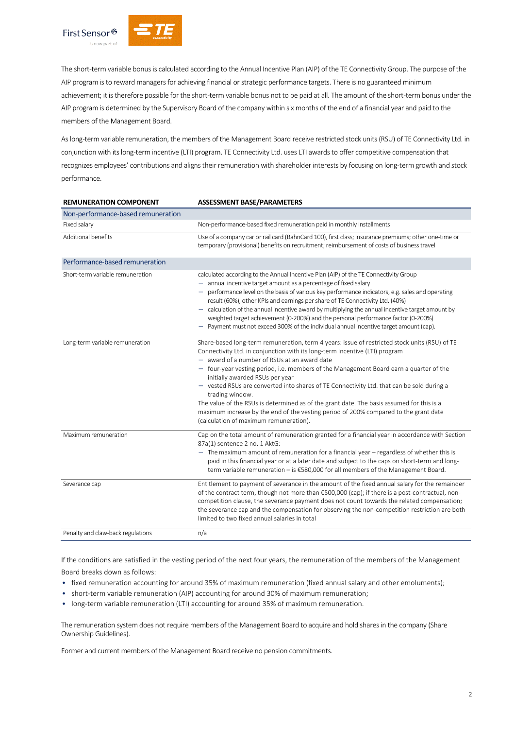The short-term variable bonus is calculated according to the Annual Incentive Plan (AIP) of the TE Connectivity Group. The purpose of the AIP program is to reward managers for achieving financial or strategic performance targets. There is no guaranteed minimum achievement; it is therefore possible for the short-term variable bonus not to be paid at all. The amount of the short-term bonus under the AIP program is determined by the Supervisory Board of the company within six months of the end of a financial year and paid to the members of the Management Board.

As long-term variable remuneration, the members of the Management Board receive restricted stock units (RSU) of TE Connectivity Ltd. in conjunction with its long-term incentive (LTI) program. TE Connectivity Ltd. uses LTI awards to offer competitive compensation that recognizes employees' contributions and aligns their remuneration with shareholder interests by focusing on long-term growth and stock performance.

| REMUNERATION COMPONENT | ASSESSMENT BASE/PARAMETERS |
|---|---|
| Non-performance-based remuneration | |
| Fixed salary | Non-performance-based fixed remuneration paid in monthly installments |
| Additional benefits | Use of a company car or rail card (BahnCard 100), first class; insurance premiums; other one-time or temporary (provisional) benefits on recruitment; reimbursement of costs of business travel |
| Performance-based remuneration | |
| Short-term variable remuneration | calculated according to the Annual Incentive Plan (AIP) of the TE Connectivity Group<br>– annual incentive target amount as a percentage of fixed salary<br>– performance level on the basis of various key performance indicators, e.g. sales and operating result (60%), other KPIs and earnings per share of TE Connectivity Ltd. (40%)<br>– calculation of the annual incentive award by multiplying the annual incentive target amount by weighted target achievement (0-200%) and the personal performance factor (0-200%)<br>– Payment must not exceed 300% of the individual annual incentive target amount (cap). |
| Long-term variable remuneration | Share-based long-term remuneration, term 4 years: issue of restricted stock units (RSU) of TE Connectivity Ltd. in conjunction with its long-term incentive (LTI) program<br>– award of a number of RSUs at an award date<br>– four-year vesting period, i.e. members of the Management Board earn a quarter of the initially awarded RSUs per year<br>– vested RSUs are converted into shares of TE Connectivity Ltd. that can be sold during a trading window.<br>The value of the RSUs is determined as of the grant date. The basis assumed for this is a maximum increase by the end of the vesting period of 200% compared to the grant date (calculation of maximum remuneration). |
| Maximum remuneration | Cap on the total amount of remuneration granted for a financial year in accordance with Section 87a(1) sentence 2 no. 1 AktG:<br>– The maximum amount of remuneration for a financial year – regardless of whether this is paid in this financial year or at a later date and subject to the caps on short-term and long-term variable remuneration – is €580,000 for all members of the Management Board. |
| Severance cap | Entitlement to payment of severance in the amount of the fixed annual salary for the remainder of the contract term, though not more than €500,000 (cap); if there is a post-contractual, non-competition clause, the severance payment does not count towards the related compensation; the severance cap and the compensation for observing the non-competition restriction are both limited to two fixed annual salaries in total |
| Penalty and claw-back regulations | n/a |

If the conditions are satisfied in the vesting period of the next four years, the remuneration of the members of the Management Board breaks down as follows:

- fixed remuneration accounting for around 35% of maximum remuneration (fixed annual salary and other emoluments);
- short-term variable remuneration (AIP) accounting for around 30% of maximum remuneration;
- long-term variable remuneration (LTI) accounting for around 35% of maximum remuneration.

The remuneration system does not require members of the Management Board to acquire and hold shares in the company (Share Ownership Guidelines).

Former and current members of the Management Board receive no pension commitments.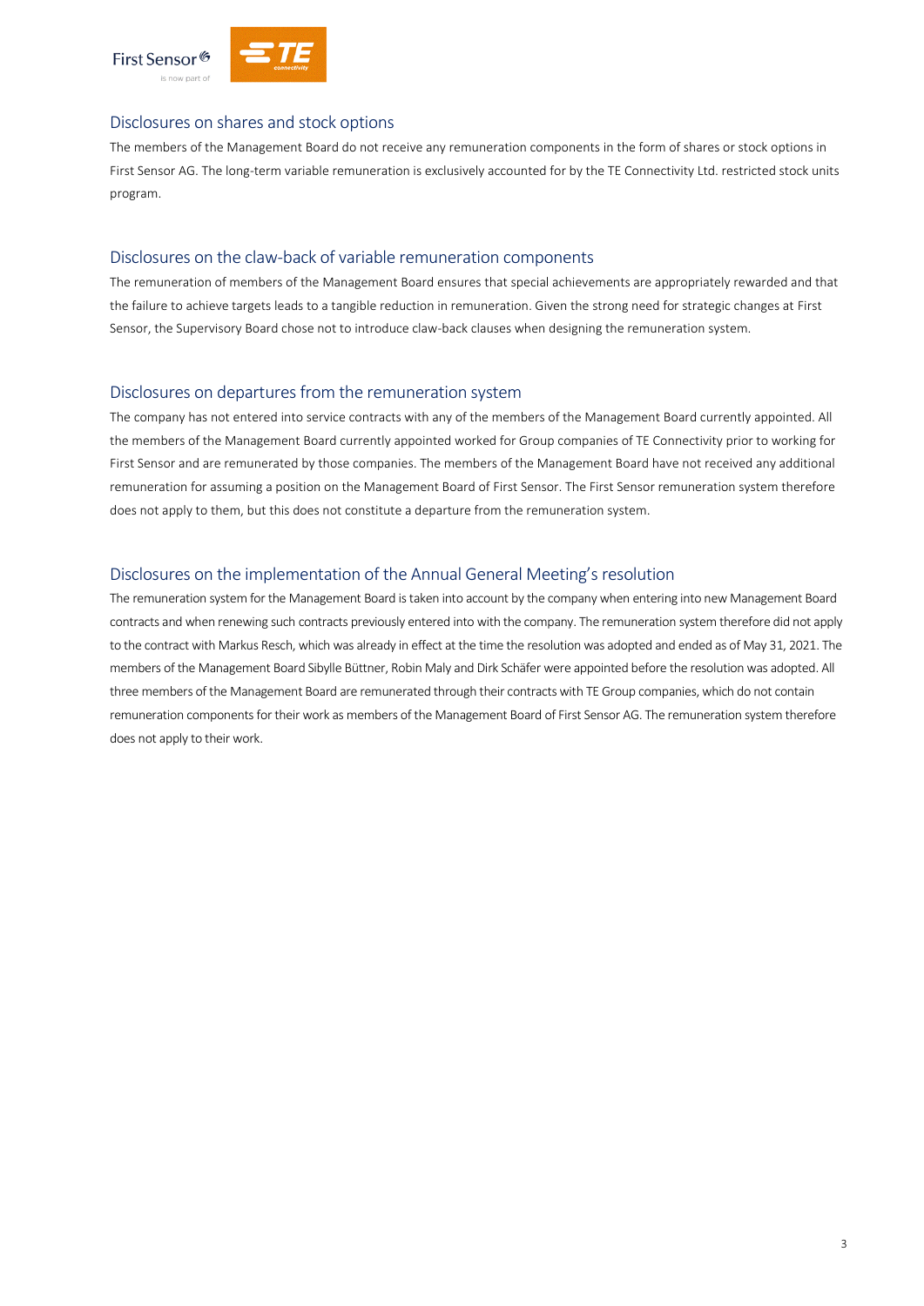## Disclosures on shares and stock options

The members of the Management Board do not receive any remuneration components in the form of shares or stock options in First Sensor AG. The long-term variable remuneration is exclusively accounted for by the TE Connectivity Ltd. restricted stock units program.

## Disclosures on the claw-back of variable remuneration components

The remuneration of members of the Management Board ensures that special achievements are appropriately rewarded and that the failure to achieve targets leads to a tangible reduction in remuneration. Given the strong need for strategic changes at First Sensor, the Supervisory Board chose not to introduce claw-back clauses when designing the remuneration system.

## Disclosures on departures from the remuneration system

The company has not entered into service contracts with any of the members of the Management Board currently appointed. All the members of the Management Board currently appointed worked for Group companies of TE Connectivity prior to working for First Sensor and are remunerated by those companies. The members of the Management Board have not received any additional remuneration for assuming a position on the Management Board of First Sensor. The First Sensor remuneration system therefore does not apply to them, but this does not constitute a departure from the remuneration system.

## Disclosures on the implementation of the Annual General Meeting's resolution

The remuneration system for the Management Board is taken into account by the company when entering into new Management Board contracts and when renewing such contracts previously entered into with the company. The remuneration system therefore did not apply to the contract with Markus Resch, which was already in effect at the time the resolution was adopted and ended as of May 31, 2021. The members of the Management Board Sibylle Büttner, Robin Maly and Dirk Schäfer were appointed before the resolution was adopted. All three members of the Management Board are remunerated through their contracts with TE Group companies, which do not contain remuneration components for their work as members of the Management Board of First Sensor AG. The remuneration system therefore does not apply to their work.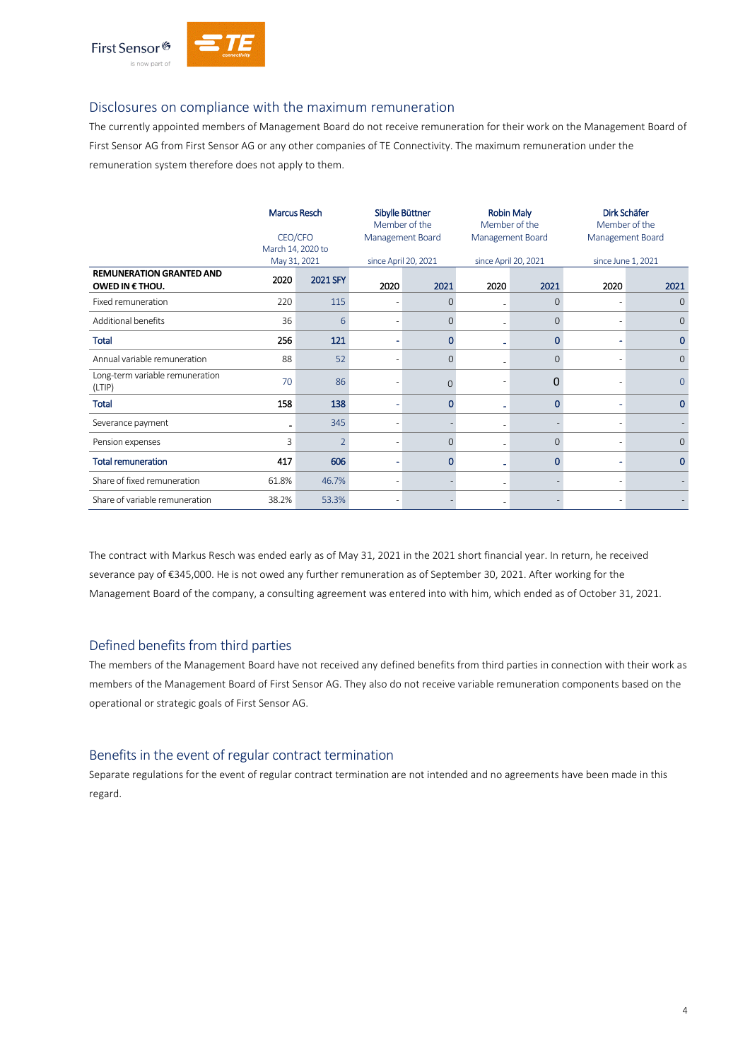## Disclosures on compliance with the maximum remuneration

The currently appointed members of Management Board do not receive remuneration for their work on the Management Board of First Sensor AG from First Sensor AG or any other companies of TE Connectivity. The maximum remuneration under the remuneration system therefore does not apply to them.

| | Marcus Resch<br>CEO/CFO<br>March 14, 2020 to May 31, 2021 | | Sibylle Büttner<br>Member of the Management Board<br>since April 20, 2021 | | Robin Maly<br>Member of the Management Board<br>since April 20, 2021 | | Dirk Schäfer<br>Member of the Management Board<br>since June 1, 2021 | |
|---|---|---|---|---|---|---|---|---|
| **REMUNERATION GRANTED AND OWED IN € THOU.** | **2020** | **2021 SFY** | **2020** | **2021** | **2020** | **2021** | **2020** | **2021** |
| Fixed remuneration | 220 | 115 | - | 0 | - | 0 | - | 0 |
| Additional benefits | 36 | 6 | - | 0 | - | 0 | - | 0 |
| **Total** | **256** | **121** | **-** | **0** | **-** | **0** | **-** | **0** |
| Annual variable remuneration | 88 | 52 | - | 0 | - | 0 | - | 0 |
| Long-term variable remuneration (LTIP) | 70 | 86 | - | 0 | - | 0 | - | 0 |
| **Total** | **158** | **138** | **-** | **0** | **-** | **0** | **-** | **0** |
| Severance payment | - | 345 | - | - | - | - | - | - |
| Pension expenses | 3 | 2 | - | 0 | - | 0 | - | 0 |
| **Total remuneration** | **417** | **606** | **-** | **0** | **-** | **0** | **-** | **0** |
| Share of fixed remuneration | 61.8% | 46.7% | - | - | - | - | - | - |
| Share of variable remuneration | 38.2% | 53.3% | - | - | - | - | - | - |

The contract with Markus Resch was ended early as of May 31, 2021 in the 2021 short financial year. In return, he received severance pay of €345,000. He is not owed any further remuneration as of September 30, 2021. After working for the Management Board of the company, a consulting agreement was entered into with him, which ended as of October 31, 2021.

## Defined benefits from third parties

The members of the Management Board have not received any defined benefits from third parties in connection with their work as members of the Management Board of First Sensor AG. They also do not receive variable remuneration components based on the operational or strategic goals of First Sensor AG.

## Benefits in the event of regular contract termination

Separate regulations for the event of regular contract termination are not intended and no agreements have been made in this regard.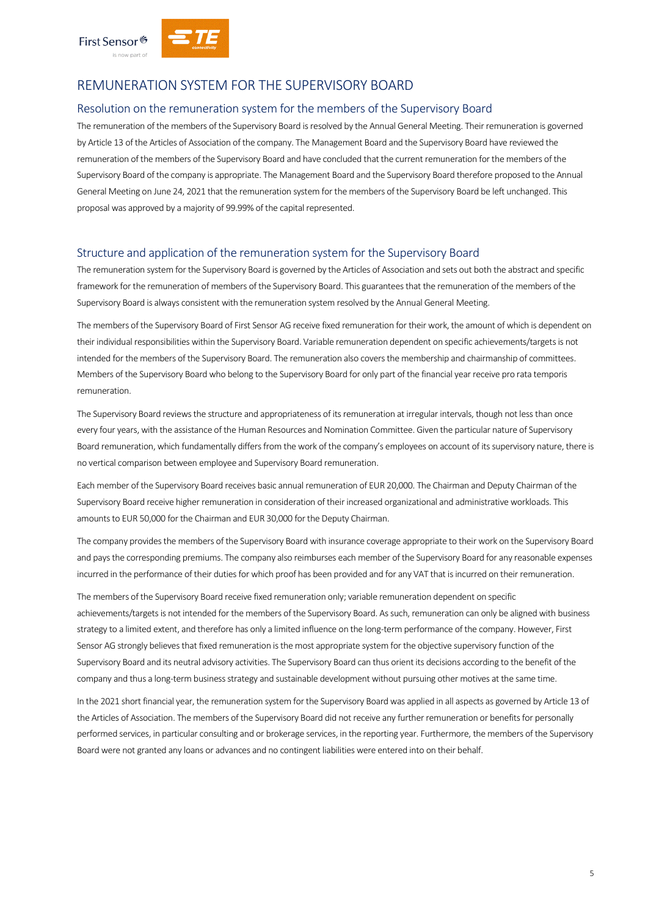# REMUNERATION SYSTEM FOR THE SUPERVISORY BOARD

## Resolution on the remuneration system for the members of the Supervisory Board

The remuneration of the members of the Supervisory Board is resolved by the Annual General Meeting. Their remuneration is governed by Article 13 of the Articles of Association of the company. The Management Board and the Supervisory Board have reviewed the remuneration of the members of the Supervisory Board and have concluded that the current remuneration for the members of the Supervisory Board of the company is appropriate. The Management Board and the Supervisory Board therefore proposed to the Annual General Meeting on June 24, 2021 that the remuneration system for the members of the Supervisory Board be left unchanged. This proposal was approved by a majority of 99.99% of the capital represented.

## Structure and application of the remuneration system for the Supervisory Board

The remuneration system for the Supervisory Board is governed by the Articles of Association and sets out both the abstract and specific framework for the remuneration of members of the Supervisory Board. This guarantees that the remuneration of the members of the Supervisory Board is always consistent with the remuneration system resolved by the Annual General Meeting.

The members of the Supervisory Board of First Sensor AG receive fixed remuneration for their work, the amount of which is dependent on their individual responsibilities within the Supervisory Board. Variable remuneration dependent on specific achievements/targets is not intended for the members of the Supervisory Board. The remuneration also covers the membership and chairmanship of committees. Members of the Supervisory Board who belong to the Supervisory Board for only part of the financial year receive pro rata temporis remuneration.

The Supervisory Board reviews the structure and appropriateness of its remuneration at irregular intervals, though not less than once every four years, with the assistance of the Human Resources and Nomination Committee. Given the particular nature of Supervisory Board remuneration, which fundamentally differs from the work of the company's employees on account of its supervisory nature, there is no vertical comparison between employee and Supervisory Board remuneration.

Each member of the Supervisory Board receives basic annual remuneration of EUR 20,000. The Chairman and Deputy Chairman of the Supervisory Board receive higher remuneration in consideration of their increased organizational and administrative workloads. This amounts to EUR 50,000 for the Chairman and EUR 30,000 for the Deputy Chairman.

The company provides the members of the Supervisory Board with insurance coverage appropriate to their work on the Supervisory Board and pays the corresponding premiums. The company also reimburses each member of the Supervisory Board for any reasonable expenses incurred in the performance of their duties for which proof has been provided and for any VAT that is incurred on their remuneration.

The members of the Supervisory Board receive fixed remuneration only; variable remuneration dependent on specific achievements/targets is not intended for the members of the Supervisory Board. As such, remuneration can only be aligned with business strategy to a limited extent, and therefore has only a limited influence on the long-term performance of the company. However, First Sensor AG strongly believes that fixed remuneration is the most appropriate system for the objective supervisory function of the Supervisory Board and its neutral advisory activities. The Supervisory Board can thus orient its decisions according to the benefit of the company and thus a long-term business strategy and sustainable development without pursuing other motives at the same time.

In the 2021 short financial year, the remuneration system for the Supervisory Board was applied in all aspects as governed by Article 13 of the Articles of Association. The members of the Supervisory Board did not receive any further remuneration or benefits for personally performed services, in particular consulting and or brokerage services, in the reporting year. Furthermore, the members of the Supervisory Board were not granted any loans or advances and no contingent liabilities were entered into on their behalf.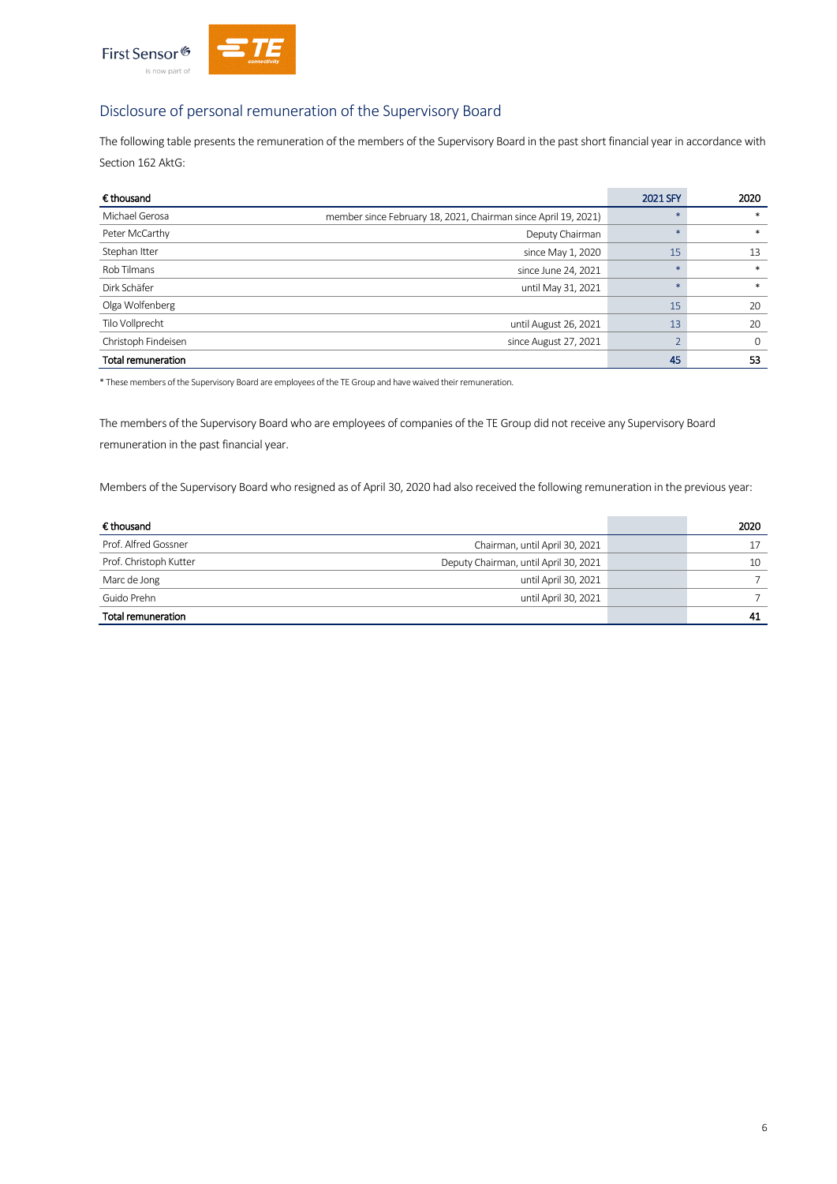## Disclosure of personal remuneration of the Supervisory Board

The following table presents the remuneration of the members of the Supervisory Board in the past short financial year in accordance with Section 162 AktG:

| € thousand | | 2021 SFY | 2020 |
|---|---|---|---|
| Michael Gerosa | member since February 18, 2021, Chairman since April 19, 2021) | * | * |
| Peter McCarthy | Deputy Chairman | * | * |
| Stephan Itter | since May 1, 2020 | 15 | 13 |
| Rob Tilmans | since June 24, 2021 | * | * |
| Dirk Schäfer | until May 31, 2021 | * | * |
| Olga Wolfenberg | | 15 | 20 |
| Tilo Vollprecht | until August 26, 2021 | 13 | 20 |
| Christoph Findeisen | since August 27, 2021 | 2 | 0 |
| **Total remuneration** | | **45** | **53** |

* These members of the Supervisory Board are employees of the TE Group and have waived their remuneration.

The members of the Supervisory Board who are employees of companies of the TE Group did not receive any Supervisory Board remuneration in the past financial year.

Members of the Supervisory Board who resigned as of April 30, 2020 had also received the following remuneration in the previous year:

| € thousand | | | 2020 |
|---|---|---|---|
| Prof. Alfred Gossner | Chairman, until April 30, 2021 | | 17 |
| Prof. Christoph Kutter | Deputy Chairman, until April 30, 2021 | | 10 |
| Marc de Jong | until April 30, 2021 | | 7 |
| Guido Prehn | until April 30, 2021 | | 7 |
| **Total remuneration** | | | **41** |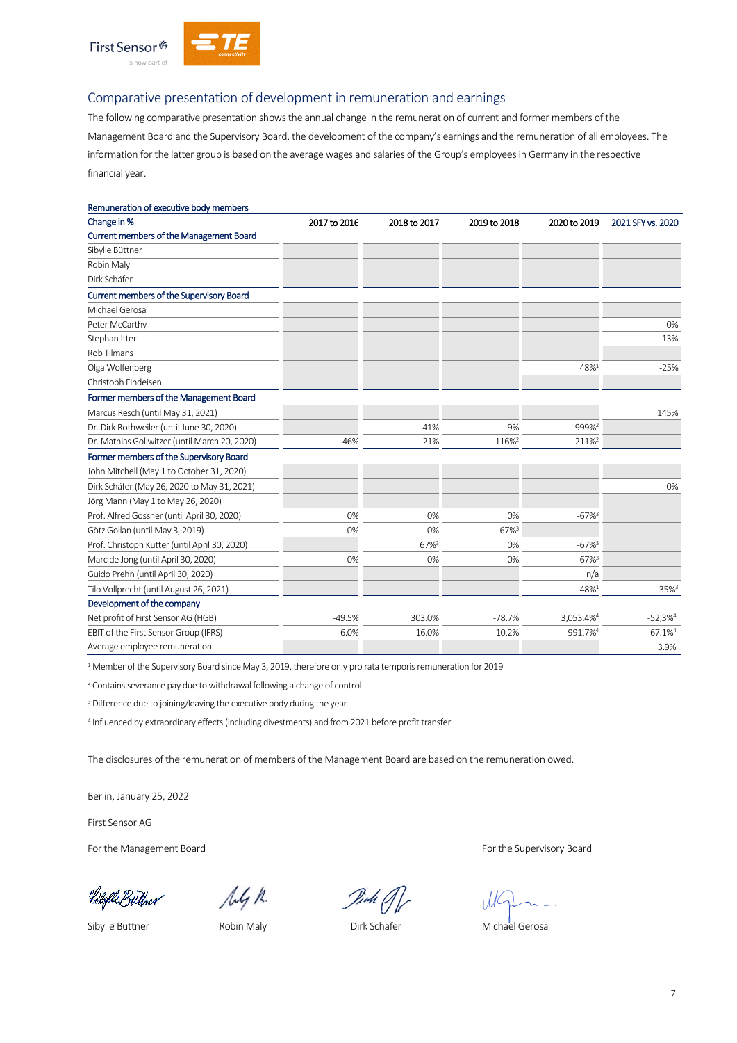## Comparative presentation of development in remuneration and earnings

The following comparative presentation shows the annual change in the remuneration of current and former members of the Management Board and the Supervisory Board, the development of the company's earnings and the remuneration of all employees. The information for the latter group is based on the average wages and salaries of the Group's employees in Germany in the respective financial year.

| Remuneration of executive body members<br>Change in % | 2017 to 2016 | 2018 to 2017 | 2019 to 2018 | 2020 to 2019 | 2021 SFY vs. 2020 |
|---|---|---|---|---|---|
| **Current members of the Management Board** | | | | | |
| Sibylle Büttner | | | | | |
| Robin Maly | | | | | |
| Dirk Schäfer | | | | | |
| **Current members of the Supervisory Board** | | | | | |
| Michael Gerosa | | | | | |
| Peter McCarthy | | | | | 0% |
| Stephan Itter | | | | | 13% |
| Rob Tilmans | | | | | |
| Olga Wolfenberg | | | | 48%[1] | -25% |
| Christoph Findeisen | | | | | |
| **Former members of the Management Board** | | | | | |
| Marcus Resch (until May 31, 2021) | | | | | 145% |
| Dr. Dirk Rothweiler (until June 30, 2020) | | 41% | -9% | 999%[2] | |
| Dr. Mathias Gollwitzer (until March 20, 2020) | 46% | -21% | 116%[2] | 211%[2] | |
| **Former members of the Supervisory Board** | | | | | |
| John Mitchell (May 1 to October 31, 2020) | | | | | |
| Dirk Schäfer (May 26, 2020 to May 31, 2021) | | | | | 0% |
| Jörg Mann (May 1 to May 26, 2020) | | | | | |
| Prof. Alfred Gossner (until April 30, 2020) | 0% | 0% | 0% | -67%[3] | |
| Götz Gollan (until May 3, 2019) | 0% | 0% | -67%[3] | | |
| Prof. Christoph Kutter (until April 30, 2020) | | 67%[3] | 0% | -67%[3] | |
| Marc de Jong (until April 30, 2020) | 0% | 0% | 0% | -67%[3] | |
| Guido Prehn (until April 30, 2020) | | | | n/a | |
| Tilo Vollprecht (until August 26, 2021) | | | | 48%[1] | -35%[3] |
| **Development of the company** | | | | | |
| Net profit of First Sensor AG (HGB) | -49.5% | 303.0% | -78.7% | 3,053.4%[4] | -52,3%[4] |
| EBIT of the First Sensor Group (IFRS) | 6.0% | 16.0% | 10.2% | 991.7%[4] | -67.1%[4] |
| Average employee remuneration | | | | | 3.9% |

[1] Member of the Supervisory Board since May 3, 2019, therefore only pro rata temporis remuneration for 2019

[2] Contains severance pay due to withdrawal following a change of control

[3] Difference due to joining/leaving the executive body during the year

[4] Influenced by extraordinary effects (including divestments) and from 2021 before profit transfer

The disclosures of the remuneration of members of the Management Board are based on the remuneration owed.

Berlin, January 25, 2022

First Sensor AG

For the Management Board

Sibylle Büttner

Robin Maly

Dirk Schäfer

For the Supervisory Board

Michael Gerosa